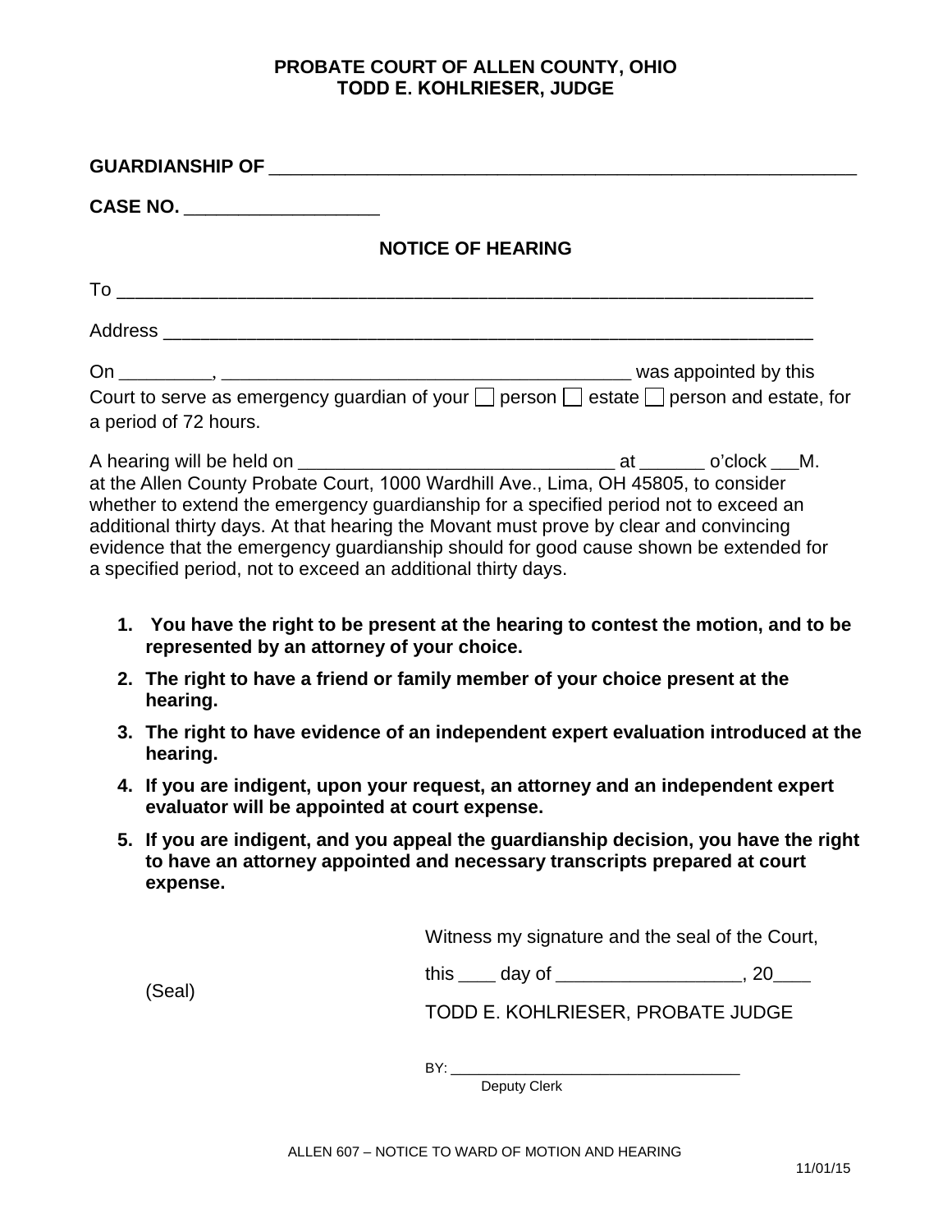**PROBATE COURT OF ALLEN COUNTY, OHIO**
**TODD E. KOHLRIESER, JUDGE**

**GUARDIANSHIP OF** ___________________________________________________________

**CASE NO.** __________________

## NOTICE OF HEARING

To ____________________________________________________________________

Address _______________________________________________________________

On _________, _________________________________________ was appointed by this Court to serve as emergency guardian of your ☐ person ☐ estate ☐ person and estate, for a period of 72 hours.

A hearing will be held on _______________________________ at ______ o'clock ___M. at the Allen County Probate Court, 1000 Wardhill Ave., Lima, OH 45805, to consider whether to extend the emergency guardianship for a specified period not to exceed an additional thirty days. At that hearing the Movant must prove by clear and convincing evidence that the emergency guardianship should for good cause shown be extended for a specified period, not to exceed an additional thirty days.

1. **You have the right to be present at the hearing to contest the motion, and to be represented by an attorney of your choice.**
2. **The right to have a friend or family member of your choice present at the hearing.**
3. **The right to have evidence of an independent expert evaluation introduced at the hearing.**
4. **If you are indigent, upon your request, an attorney and an independent expert evaluator will be appointed at court expense.**
5. **If you are indigent, and you appeal the guardianship decision, you have the right to have an attorney appointed and necessary transcripts prepared at court expense.**

Witness my signature and the seal of the Court,

this ____ day of __________________, 20____

(Seal)

TODD E. KOHLRIESER, PROBATE JUDGE

BY: __________________________________
Deputy Clerk

ALLEN 607 – NOTICE TO WARD OF MOTION AND HEARING

11/01/15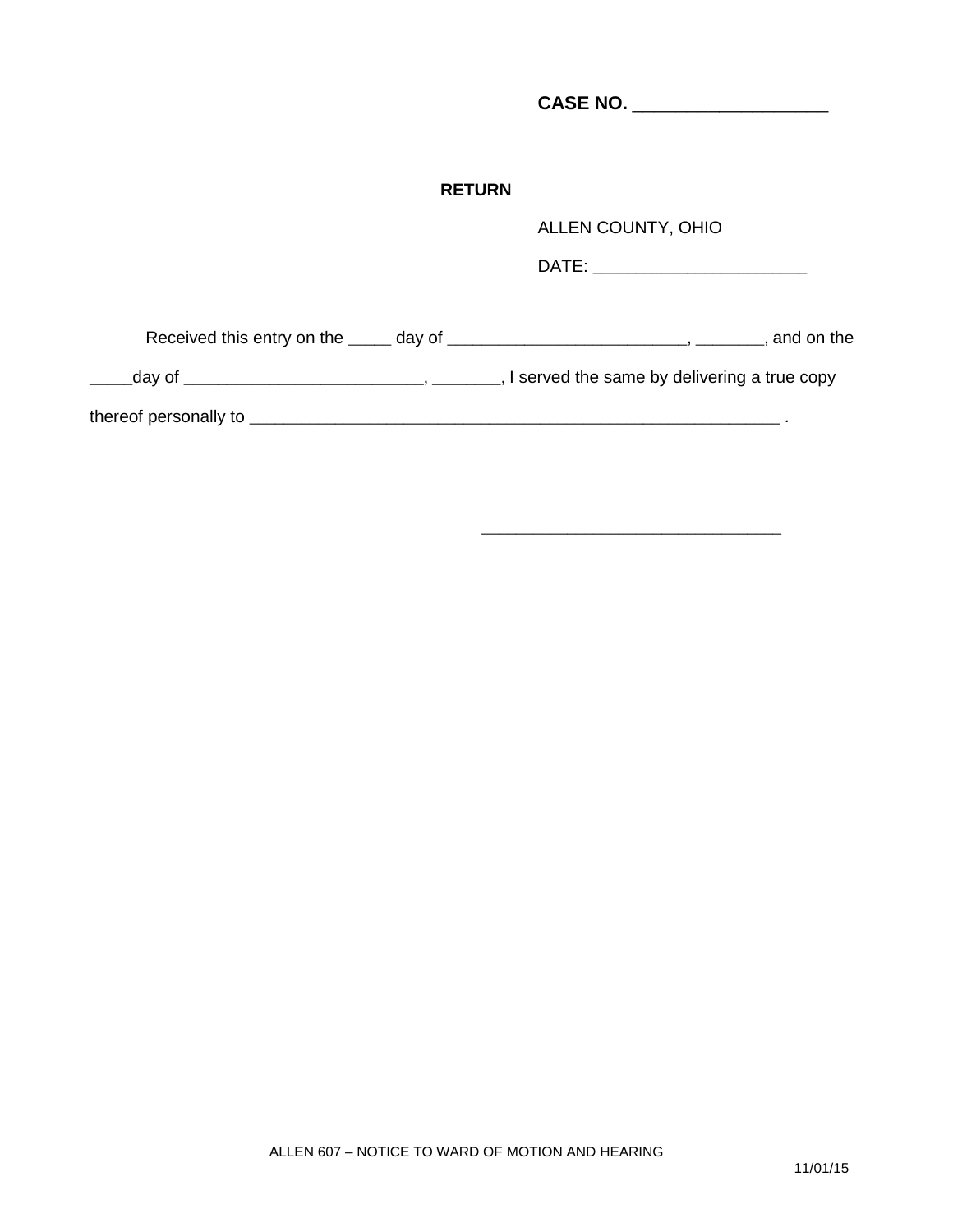**CASE NO. ___________________**

**RETURN**

ALLEN COUNTY, OHIO

DATE: ______________________

Received this entry on the _____ day of _________________________, _______, and on the _____day of _________________________, _______, I served the same by delivering a true copy thereof personally to _________________________________________________________ .

________________________________

ALLEN 607 – NOTICE TO WARD OF MOTION AND HEARING

11/01/15